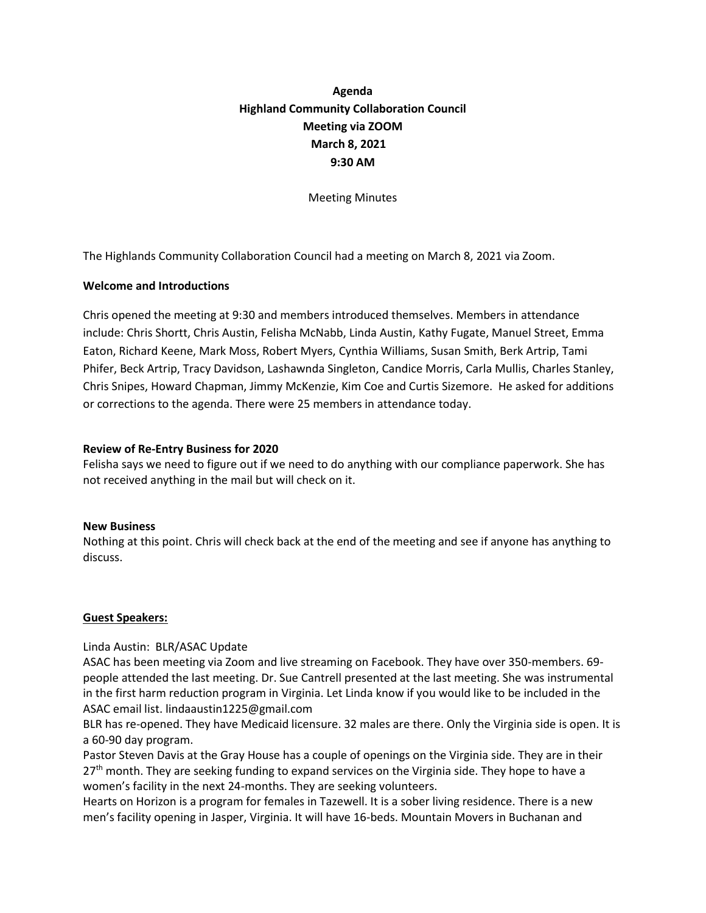**Agenda**
**Highland Community Collaboration Council**
**Meeting via ZOOM**
**March 8, 2021**
**9:30 AM**

Meeting Minutes

The Highlands Community Collaboration Council had a meeting on March 8, 2021 via Zoom.

**Welcome and Introductions**

Chris opened the meeting at 9:30 and members introduced themselves. Members in attendance include: Chris Shortt, Chris Austin, Felisha McNabb, Linda Austin, Kathy Fugate, Manuel Street, Emma Eaton, Richard Keene, Mark Moss, Robert Myers, Cynthia Williams, Susan Smith, Berk Artrip, Tami Phifer, Beck Artrip, Tracy Davidson, Lashawnda Singleton, Candice Morris, Carla Mullis, Charles Stanley, Chris Snipes, Howard Chapman, Jimmy McKenzie, Kim Coe and Curtis Sizemore. He asked for additions or corrections to the agenda. There were 25 members in attendance today.

**Review of Re-Entry Business for 2020**

Felisha says we need to figure out if we need to do anything with our compliance paperwork. She has not received anything in the mail but will check on it.

**New Business**

Nothing at this point. Chris will check back at the end of the meeting and see if anyone has anything to discuss.

**Guest Speakers:**

Linda Austin: BLR/ASAC Update

ASAC has been meeting via Zoom and live streaming on Facebook. They have over 350-members. 69-people attended the last meeting. Dr. Sue Cantrell presented at the last meeting. She was instrumental in the first harm reduction program in Virginia. Let Linda know if you would like to be included in the ASAC email list. lindaaustin1225@gmail.com

BLR has re-opened. They have Medicaid licensure. 32 males are there. Only the Virginia side is open. It is a 60-90 day program.

Pastor Steven Davis at the Gray House has a couple of openings on the Virginia side. They are in their 27th month. They are seeking funding to expand services on the Virginia side. They hope to have a women's facility in the next 24-months. They are seeking volunteers.

Hearts on Horizon is a program for females in Tazewell. It is a sober living residence. There is a new men's facility opening in Jasper, Virginia. It will have 16-beds. Mountain Movers in Buchanan and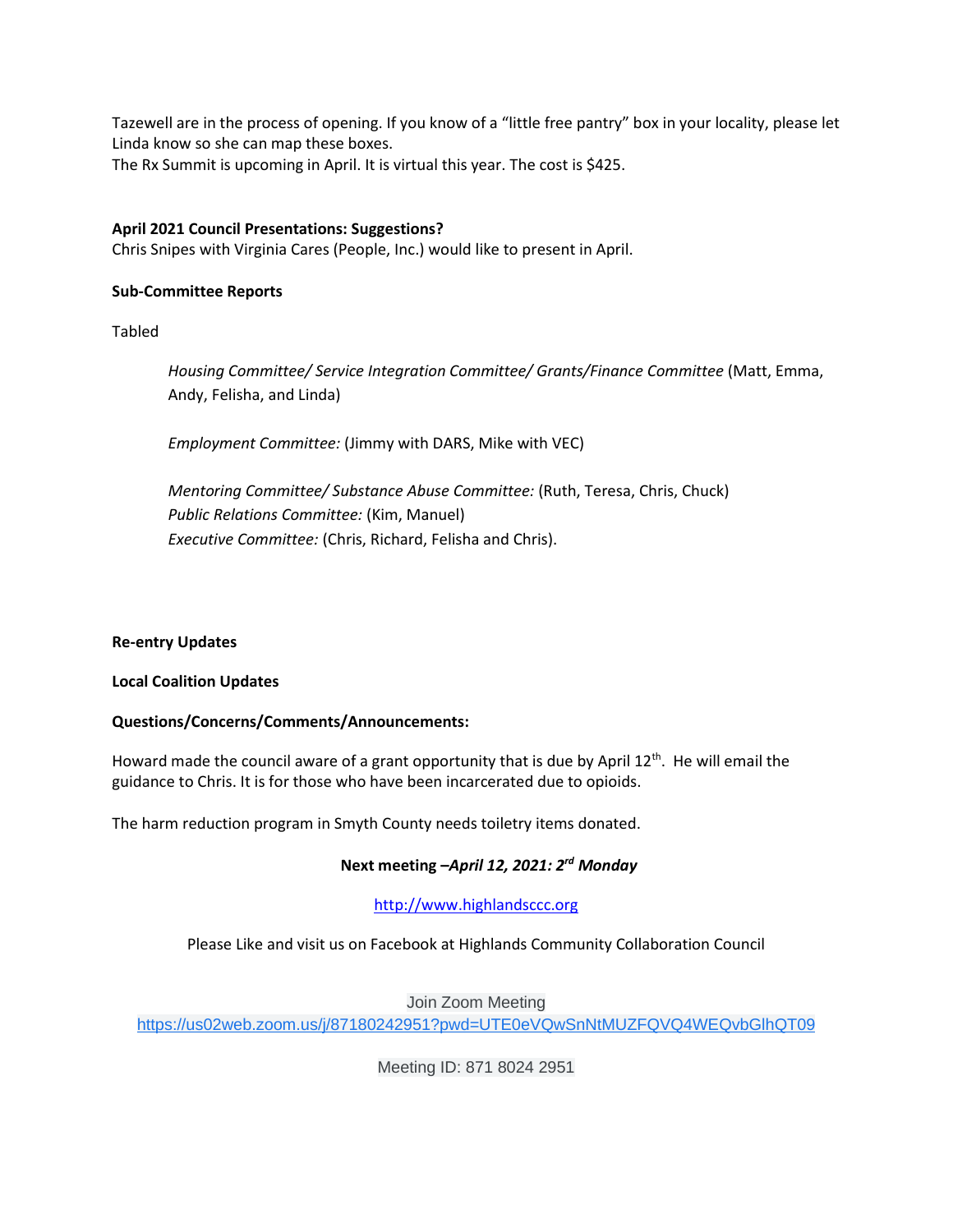Tazewell are in the process of opening. If you know of a "little free pantry" box in your locality, please let Linda know so she can map these boxes.
The Rx Summit is upcoming in April. It is virtual this year. The cost is $425.

**April 2021 Council Presentations: Suggestions?**
Chris Snipes with Virginia Cares (People, Inc.) would like to present in April.

**Sub-Committee Reports**

Tabled

> *Housing Committee/ Service Integration Committee/ Grants/Finance Committee* (Matt, Emma, Andy, Felisha, and Linda)
>
> *Employment Committee:* (Jimmy with DARS, Mike with VEC)
>
> *Mentoring Committee/ Substance Abuse Committee:* (Ruth, Teresa, Chris, Chuck)
> *Public Relations Committee:* (Kim, Manuel)
> *Executive Committee:* (Chris, Richard, Felisha and Chris).

**Re-entry Updates**

**Local Coalition Updates**

**Questions/Concerns/Comments/Announcements:**

Howard made the council aware of a grant opportunity that is due by April 12th. He will email the guidance to Chris. It is for those who have been incarcerated due to opioids.

The harm reduction program in Smyth County needs toiletry items donated.

**Next meeting –*April 12, 2021: 2rd Monday***

http://www.highlandsccc.org

Please Like and visit us on Facebook at Highlands Community Collaboration Council

Join Zoom Meeting
https://us02web.zoom.us/j/87180242951?pwd=UTE0eVQwSnNtMUZFQVQ4WEQvbGlhQT09

Meeting ID: 871 8024 2951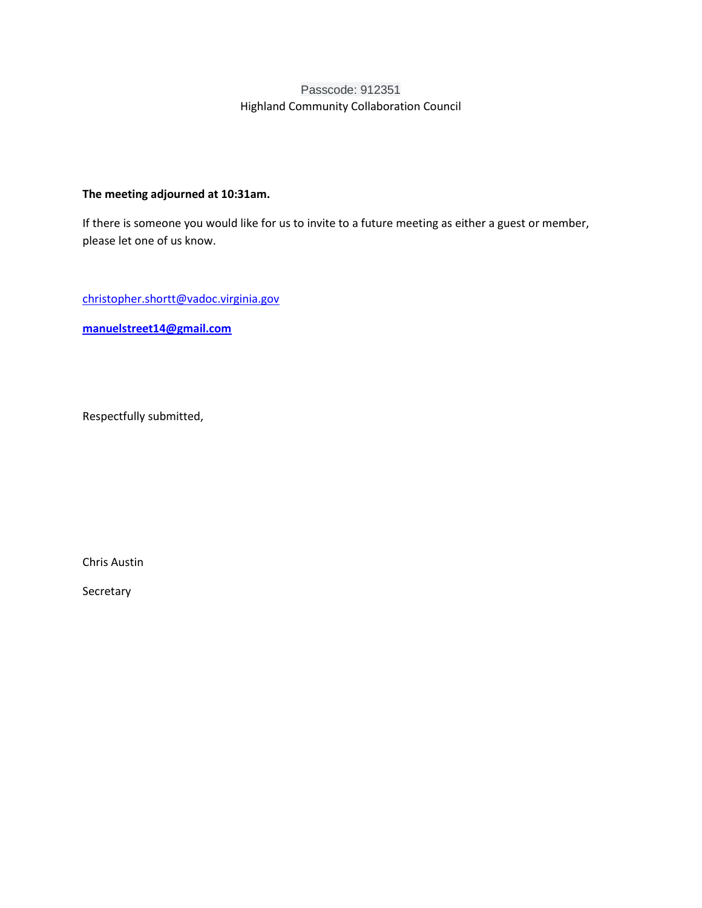Passcode: 912351

Highland Community Collaboration Council

**The meeting adjourned at 10:31am.**

If there is someone you would like for us to invite to a future meeting as either a guest or member, please let one of us know.

christopher.shortt@vadoc.virginia.gov

**manuelstreet14@gmail.com**

Respectfully submitted,

Chris Austin

Secretary